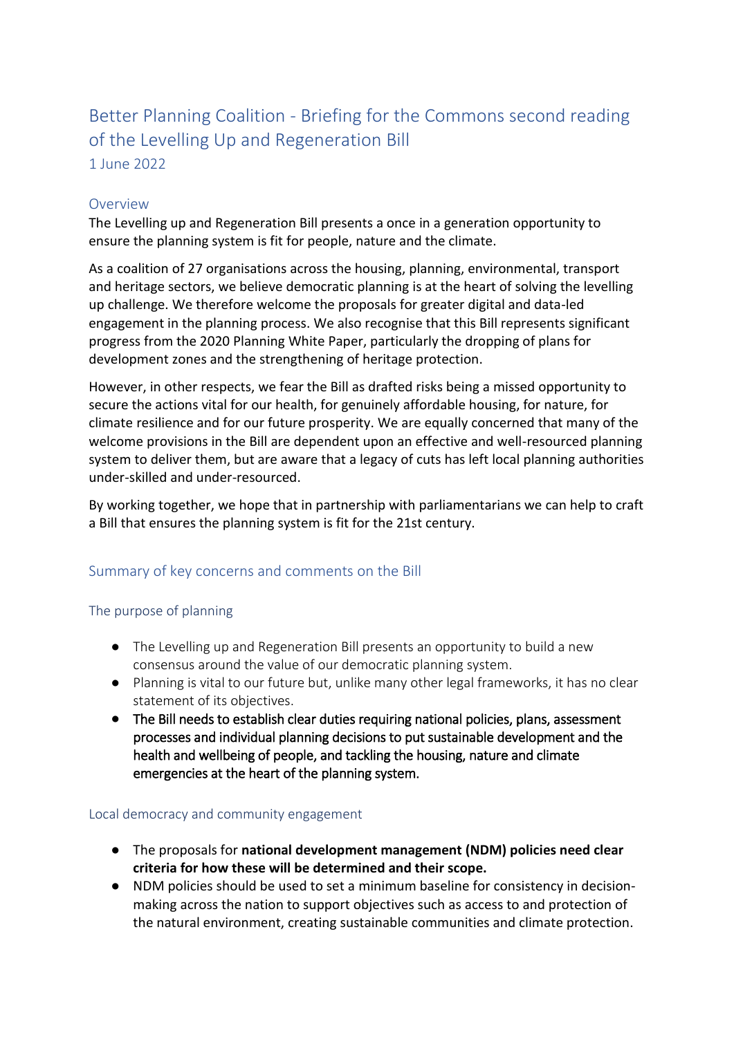# Better Planning Coalition - Briefing for the Commons second reading of the Levelling Up and Regeneration Bill

1 June 2022

## Overview

The Levelling up and Regeneration Bill presents a once in a generation opportunity to ensure the planning system is fit for people, nature and the climate.

As a coalition of 27 organisations across the housing, planning, environmental, transport and heritage sectors, we believe democratic planning is at the heart of solving the levelling up challenge. We therefore welcome the proposals for greater digital and data-led engagement in the planning process. We also recognise that this Bill represents significant progress from the 2020 Planning White Paper, particularly the dropping of plans for development zones and the strengthening of heritage protection.

However, in other respects, we fear the Bill as drafted risks being a missed opportunity to secure the actions vital for our health, for genuinely affordable housing, for nature, for climate resilience and for our future prosperity. We are equally concerned that many of the welcome provisions in the Bill are dependent upon an effective and well-resourced planning system to deliver them, but are aware that a legacy of cuts has left local planning authorities under-skilled and under-resourced.

By working together, we hope that in partnership with parliamentarians we can help to craft a Bill that ensures the planning system is fit for the 21st century.

## Summary of key concerns and comments on the Bill

### The purpose of planning

- The Levelling up and Regeneration Bill presents an opportunity to build a new consensus around the value of our democratic planning system.
- Planning is vital to our future but, unlike many other legal frameworks, it has no clear statement of its objectives.
- **The Bill needs to establish clear duties requiring national policies, plans, assessment processes and individual planning decisions to put sustainable development and the health and wellbeing of people, and tackling the housing, nature and climate emergencies at the heart of the planning system.**

### Local democracy and community engagement

- The proposals for **national development management (NDM) policies need clear criteria for how these will be determined and their scope.**
- NDM policies should be used to set a minimum baseline for consistency in decision-making across the nation to support objectives such as access to and protection of the natural environment, creating sustainable communities and climate protection.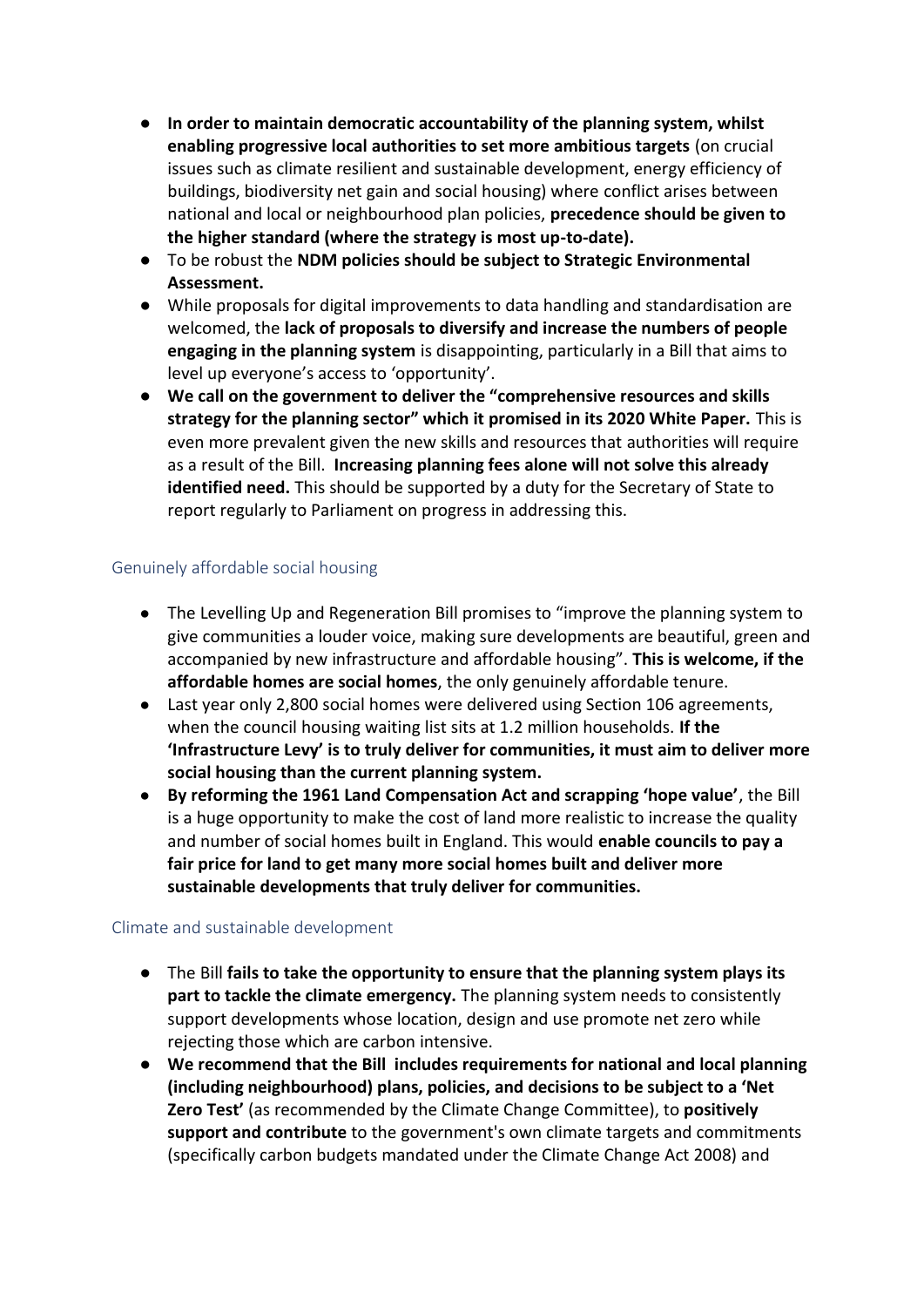- **In order to maintain democratic accountability of the planning system, whilst enabling progressive local authorities to set more ambitious targets** (on crucial issues such as climate resilient and sustainable development, energy efficiency of buildings, biodiversity net gain and social housing) where conflict arises between national and local or neighbourhood plan policies, **precedence should be given to the higher standard (where the strategy is most up-to-date).**
- To be robust the **NDM policies should be subject to Strategic Environmental Assessment.**
- While proposals for digital improvements to data handling and standardisation are welcomed, the **lack of proposals to diversify and increase the numbers of people engaging in the planning system** is disappointing, particularly in a Bill that aims to level up everyone's access to 'opportunity'.
- **We call on the government to deliver the "comprehensive resources and skills strategy for the planning sector" which it promised in its 2020 White Paper.** This is even more prevalent given the new skills and resources that authorities will require as a result of the Bill. **Increasing planning fees alone will not solve this already identified need.** This should be supported by a duty for the Secretary of State to report regularly to Parliament on progress in addressing this.

## Genuinely affordable social housing

- The Levelling Up and Regeneration Bill promises to "improve the planning system to give communities a louder voice, making sure developments are beautiful, green and accompanied by new infrastructure and affordable housing". **This is welcome, if the affordable homes are social homes**, the only genuinely affordable tenure.
- Last year only 2,800 social homes were delivered using Section 106 agreements, when the council housing waiting list sits at 1.2 million households. **If the 'Infrastructure Levy' is to truly deliver for communities, it must aim to deliver more social housing than the current planning system.**
- **By reforming the 1961 Land Compensation Act and scrapping 'hope value'**, the Bill is a huge opportunity to make the cost of land more realistic to increase the quality and number of social homes built in England. This would **enable councils to pay a fair price for land to get many more social homes built and deliver more sustainable developments that truly deliver for communities.**

## Climate and sustainable development

- The Bill **fails to take the opportunity to ensure that the planning system plays its part to tackle the climate emergency.** The planning system needs to consistently support developments whose location, design and use promote net zero while rejecting those which are carbon intensive.
- **We recommend that the Bill includes requirements for national and local planning (including neighbourhood) plans, policies, and decisions to be subject to a 'Net Zero Test'** (as recommended by the Climate Change Committee), to **positively support and contribute** to the government's own climate targets and commitments (specifically carbon budgets mandated under the Climate Change Act 2008) and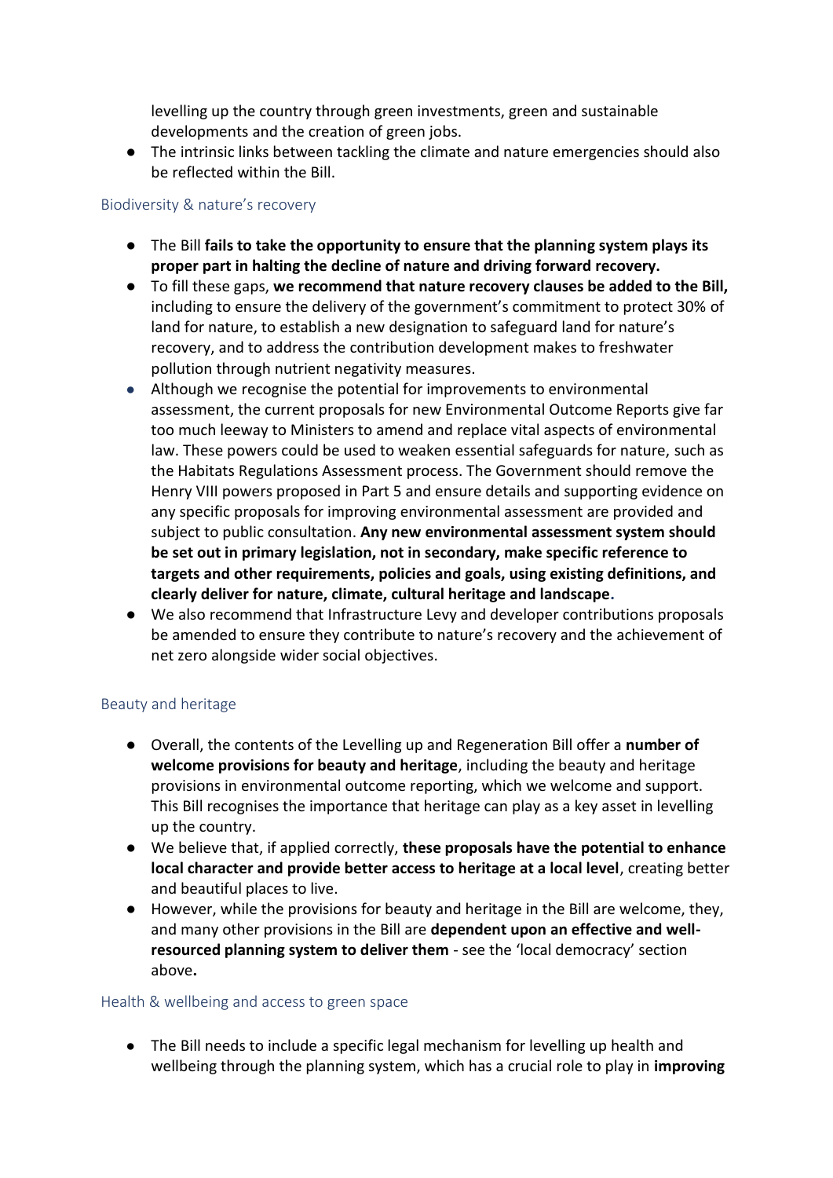levelling up the country through green investments, green and sustainable developments and the creation of green jobs.

- The intrinsic links between tackling the climate and nature emergencies should also be reflected within the Bill.

### Biodiversity & nature's recovery

- The Bill **fails to take the opportunity to ensure that the planning system plays its proper part in halting the decline of nature and driving forward recovery.**
- To fill these gaps, **we recommend that nature recovery clauses be added to the Bill,** including to ensure the delivery of the government's commitment to protect 30% of land for nature, to establish a new designation to safeguard land for nature's recovery, and to address the contribution development makes to freshwater pollution through nutrient negativity measures.
- Although we recognise the potential for improvements to environmental assessment, the current proposals for new Environmental Outcome Reports give far too much leeway to Ministers to amend and replace vital aspects of environmental law. These powers could be used to weaken essential safeguards for nature, such as the Habitats Regulations Assessment process. The Government should remove the Henry VIII powers proposed in Part 5 and ensure details and supporting evidence on any specific proposals for improving environmental assessment are provided and subject to public consultation. **Any new environmental assessment system should be set out in primary legislation, not in secondary, make specific reference to targets and other requirements, policies and goals, using existing definitions, and clearly deliver for nature, climate, cultural heritage and landscape.**
- We also recommend that Infrastructure Levy and developer contributions proposals be amended to ensure they contribute to nature's recovery and the achievement of net zero alongside wider social objectives.

### Beauty and heritage

- Overall, the contents of the Levelling up and Regeneration Bill offer a **number of welcome provisions for beauty and heritage**, including the beauty and heritage provisions in environmental outcome reporting, which we welcome and support. This Bill recognises the importance that heritage can play as a key asset in levelling up the country.
- We believe that, if applied correctly, **these proposals have the potential to enhance local character and provide better access to heritage at a local level**, creating better and beautiful places to live.
- However, while the provisions for beauty and heritage in the Bill are welcome, they, and many other provisions in the Bill are **dependent upon an effective and well-resourced planning system to deliver them** - see the 'local democracy' section above**.**

### Health & wellbeing and access to green space

- The Bill needs to include a specific legal mechanism for levelling up health and wellbeing through the planning system, which has a crucial role to play in **improving**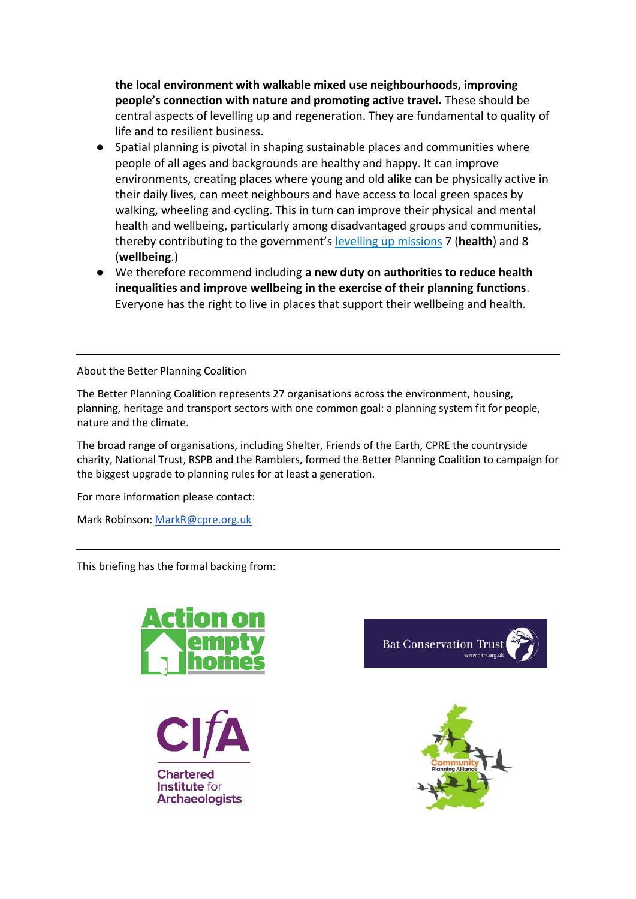**the local environment with walkable mixed use neighbourhoods, improving people's connection with nature and promoting active travel.** These should be central aspects of levelling up and regeneration. They are fundamental to quality of life and to resilient business.

- Spatial planning is pivotal in shaping sustainable places and communities where people of all ages and backgrounds are healthy and happy. It can improve environments, creating places where young and old alike can be physically active in their daily lives, can meet neighbours and have access to local green spaces by walking, wheeling and cycling. This in turn can improve their physical and mental health and wellbeing, particularly among disadvantaged groups and communities, thereby contributing to the government's levelling up missions 7 (**health**) and 8 (**wellbeing**.)
- We therefore recommend including **a new duty on authorities to reduce health inequalities and improve wellbeing in the exercise of their planning functions**. Everyone has the right to live in places that support their wellbeing and health.

---

About the Better Planning Coalition

The Better Planning Coalition represents 27 organisations across the environment, housing, planning, heritage and transport sectors with one common goal: a planning system fit for people, nature and the climate.

The broad range of organisations, including Shelter, Friends of the Earth, CPRE the countryside charity, National Trust, RSPB and the Ramblers, formed the Better Planning Coalition to campaign for the biggest upgrade to planning rules for at least a generation.

For more information please contact:

Mark Robinson: MarkR@cpre.org.uk

---

This briefing has the formal backing from:

Action on empty homes

Bat Conservation Trust www.bats.org.uk

CIfA Chartered Institute for Archaeologists

Community Planning Alliance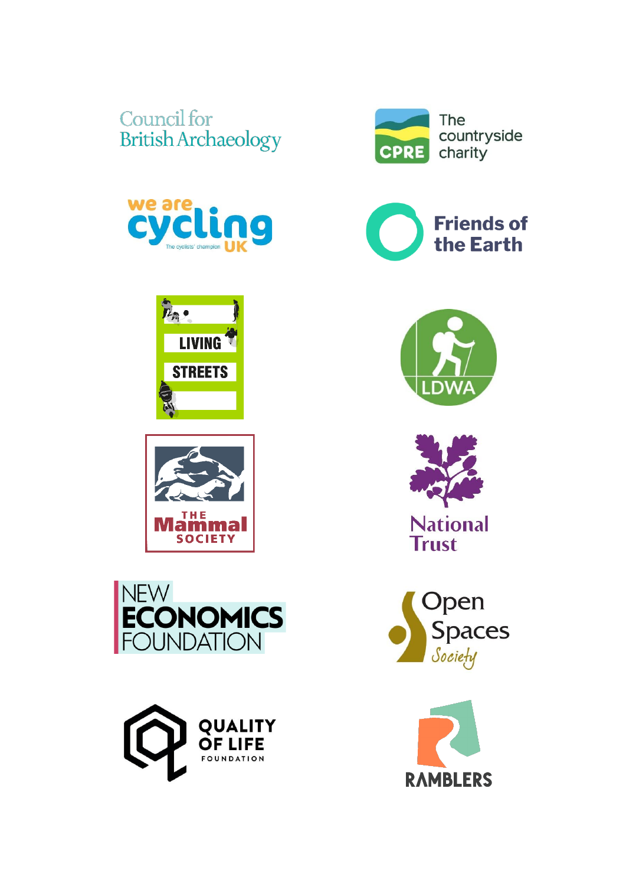Council for British Archaeology

CPRE The countryside charity

we are cycling UK The cyclists' champion

Friends of the Earth

LIVING STREETS

LDWA

THE Mammal SOCIETY

National Trust

NEW ECONOMICS FOUNDATION

Open Spaces Society

QUALITY OF LIFE FOUNDATION

RAMBLERS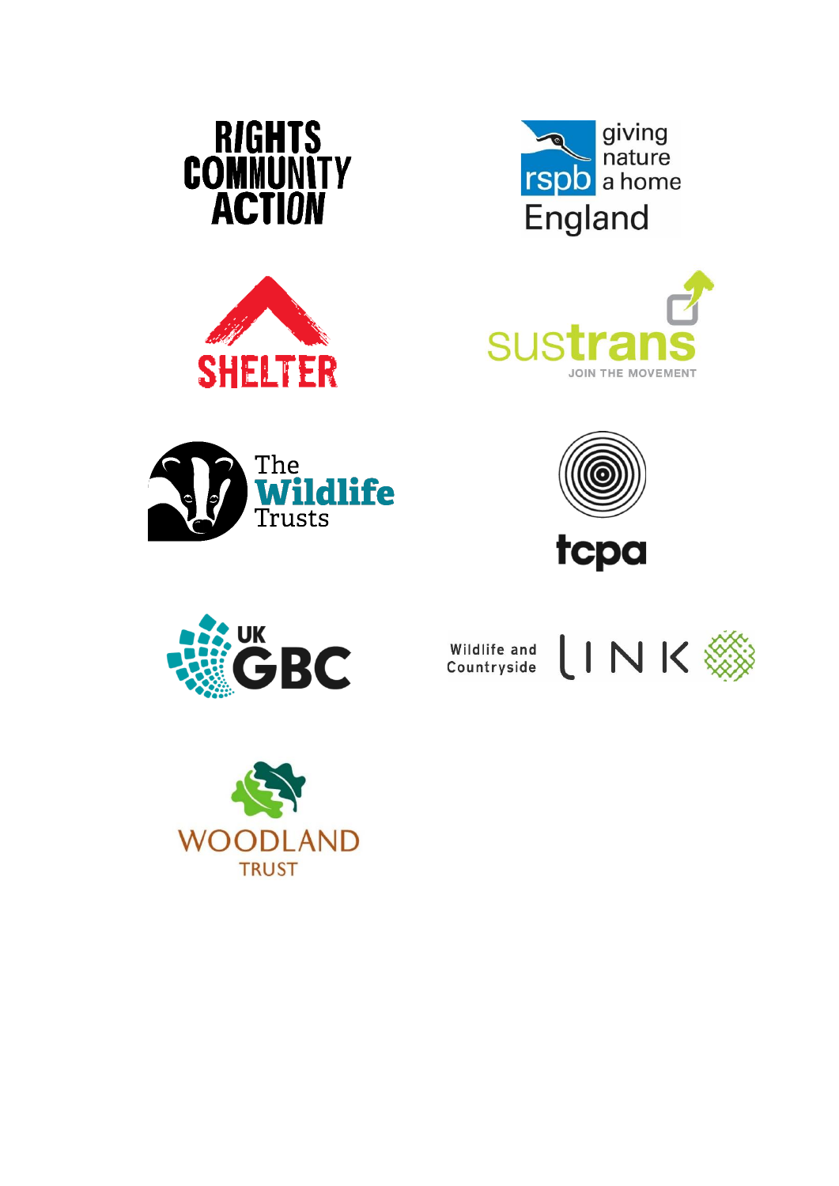RIGHTS COMMUNITY ACTION

rspb giving nature a home England

SHELTER

sustrans JOIN THE MOVEMENT

The Wildlife Trusts

tcpa

UK GBC

Wildlife and Countryside LINK

WOODLAND TRUST